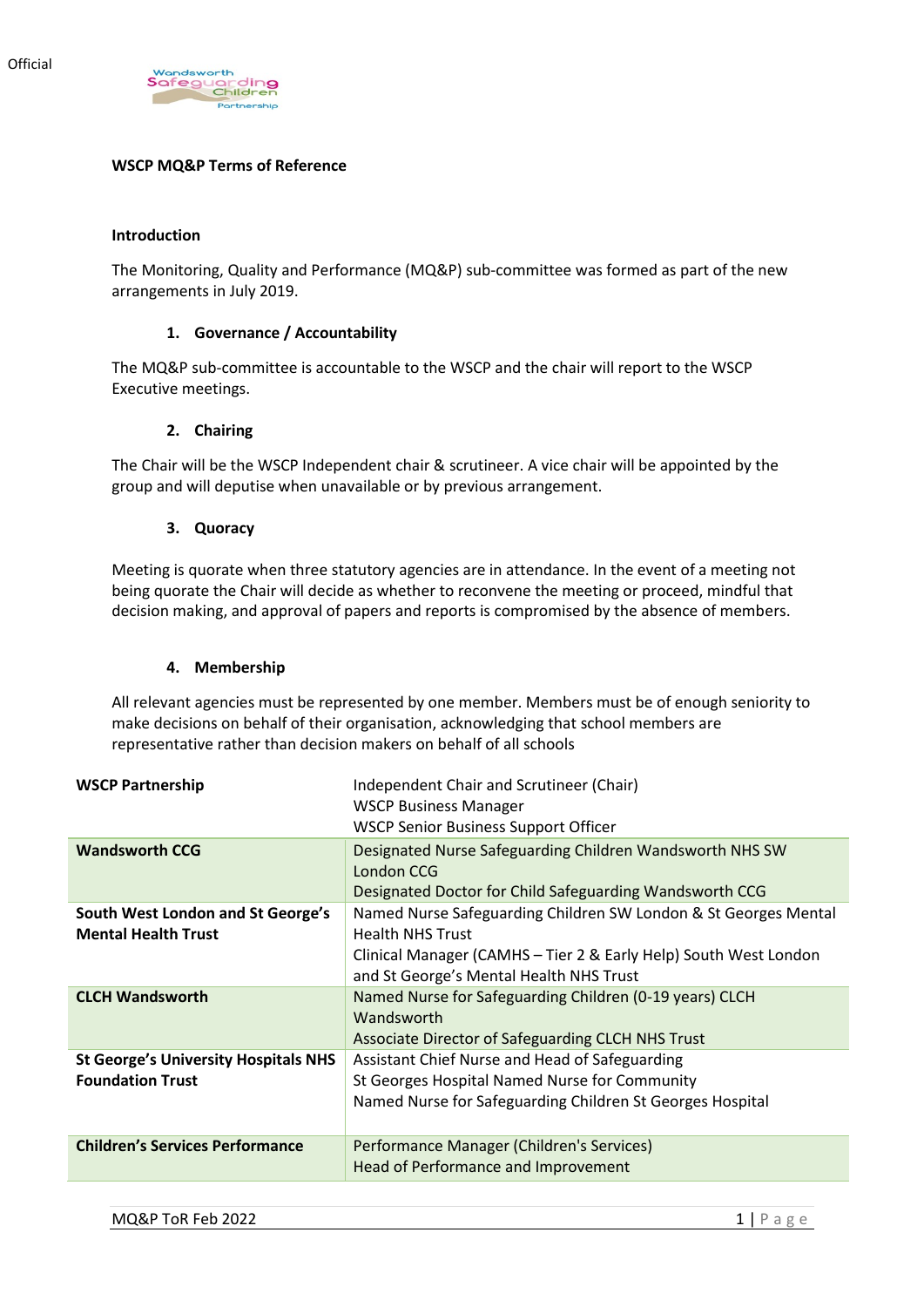# WSCP MQ&P Terms of Reference

## Introduction

The Monitoring, Quality and Performance (MQ&P) sub-committee was formed as part of the new arrangements in July 2019.

### 1. Governance / Accountability

The MQ&P sub-committee is accountable to the WSCP and the chair will report to the WSCP Executive meetings.

### 2. Chairing

The Chair will be the WSCP Independent chair & scrutineer. A vice chair will be appointed by the group and will deputise when unavailable or by previous arrangement.

### 3. Quoracy

Meeting is quorate when three statutory agencies are in attendance. In the event of a meeting not being quorate the Chair will decide as whether to reconvene the meeting or proceed, mindful that decision making, and approval of papers and reports is compromised by the absence of members.

### 4. Membership

All relevant agencies must be represented by one member. Members must be of enough seniority to make decisions on behalf of their organisation, acknowledging that school members are representative rather than decision makers on behalf of all schools

| **WSCP Partnership** | Independent Chair and Scrutineer (Chair)<br>WSCP Business Manager<br>WSCP Senior Business Support Officer |
|---|---|
| **Wandsworth CCG** | Designated Nurse Safeguarding Children Wandsworth NHS SW London CCG<br>Designated Doctor for Child Safeguarding Wandsworth CCG |
| **South West London and St George's Mental Health Trust** | Named Nurse Safeguarding Children SW London & St Georges Mental Health NHS Trust<br>Clinical Manager (CAMHS – Tier 2 & Early Help) South West London and St George's Mental Health NHS Trust |
| **CLCH Wandsworth** | Named Nurse for Safeguarding Children (0-19 years) CLCH Wandsworth<br>Associate Director of Safeguarding CLCH NHS Trust |
| **St George's University Hospitals NHS Foundation Trust** | Assistant Chief Nurse and Head of Safeguarding<br>St Georges Hospital Named Nurse for Community<br>Named Nurse for Safeguarding Children St Georges Hospital |
| **Children's Services Performance** | Performance Manager (Children's Services)<br>Head of Performance and Improvement |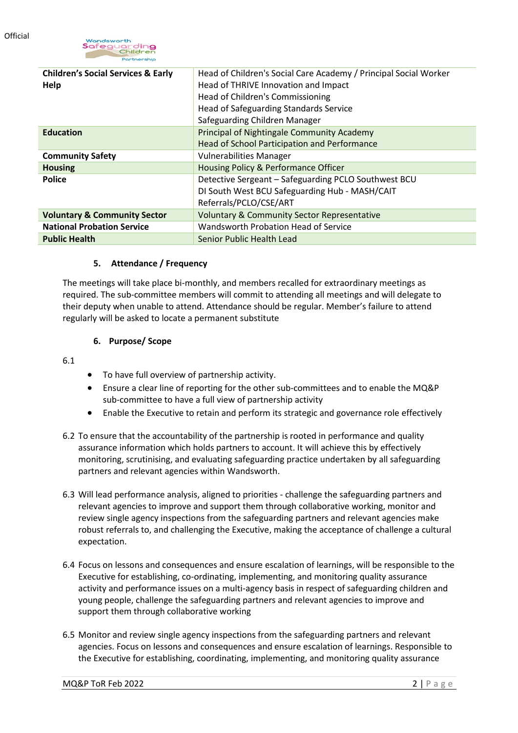| | |
|---|---|
| **Children's Social Services & Early Help** | Head of Children's Social Care Academy / Principal Social Worker<br>Head of THRIVE Innovation and Impact<br>Head of Children's Commissioning<br>Head of Safeguarding Standards Service<br>Safeguarding Children Manager |
| **Education** | Principal of Nightingale Community Academy<br>Head of School Participation and Performance |
| **Community Safety** | Vulnerabilities Manager |
| **Housing** | Housing Policy & Performance Officer |
| **Police** | Detective Sergeant – Safeguarding PCLO Southwest BCU<br>DI South West BCU Safeguarding Hub - MASH/CAIT Referrals/PCLO/CSE/ART |
| **Voluntary & Community Sector** | Voluntary & Community Sector Representative |
| **National Probation Service** | Wandsworth Probation Head of Service |
| **Public Health** | Senior Public Health Lead |

## 5. Attendance / Frequency

The meetings will take place bi-monthly, and members recalled for extraordinary meetings as required. The sub-committee members will commit to attending all meetings and will delegate to their deputy when unable to attend. Attendance should be regular. Member's failure to attend regularly will be asked to locate a permanent substitute

## 6. Purpose/ Scope

6.1

- To have full overview of partnership activity.
- Ensure a clear line of reporting for the other sub-committees and to enable the MQ&P sub-committee to have a full view of partnership activity
- Enable the Executive to retain and perform its strategic and governance role effectively

6.2 To ensure that the accountability of the partnership is rooted in performance and quality assurance information which holds partners to account. It will achieve this by effectively monitoring, scrutinising, and evaluating safeguarding practice undertaken by all safeguarding partners and relevant agencies within Wandsworth.

6.3 Will lead performance analysis, aligned to priorities - challenge the safeguarding partners and relevant agencies to improve and support them through collaborative working, monitor and review single agency inspections from the safeguarding partners and relevant agencies make robust referrals to, and challenging the Executive, making the acceptance of challenge a cultural expectation.

6.4 Focus on lessons and consequences and ensure escalation of learnings, will be responsible to the Executive for establishing, co-ordinating, implementing, and monitoring quality assurance activity and performance issues on a multi-agency basis in respect of safeguarding children and young people, challenge the safeguarding partners and relevant agencies to improve and support them through collaborative working

6.5 Monitor and review single agency inspections from the safeguarding partners and relevant agencies. Focus on lessons and consequences and ensure escalation of learnings. Responsible to the Executive for establishing, coordinating, implementing, and monitoring quality assurance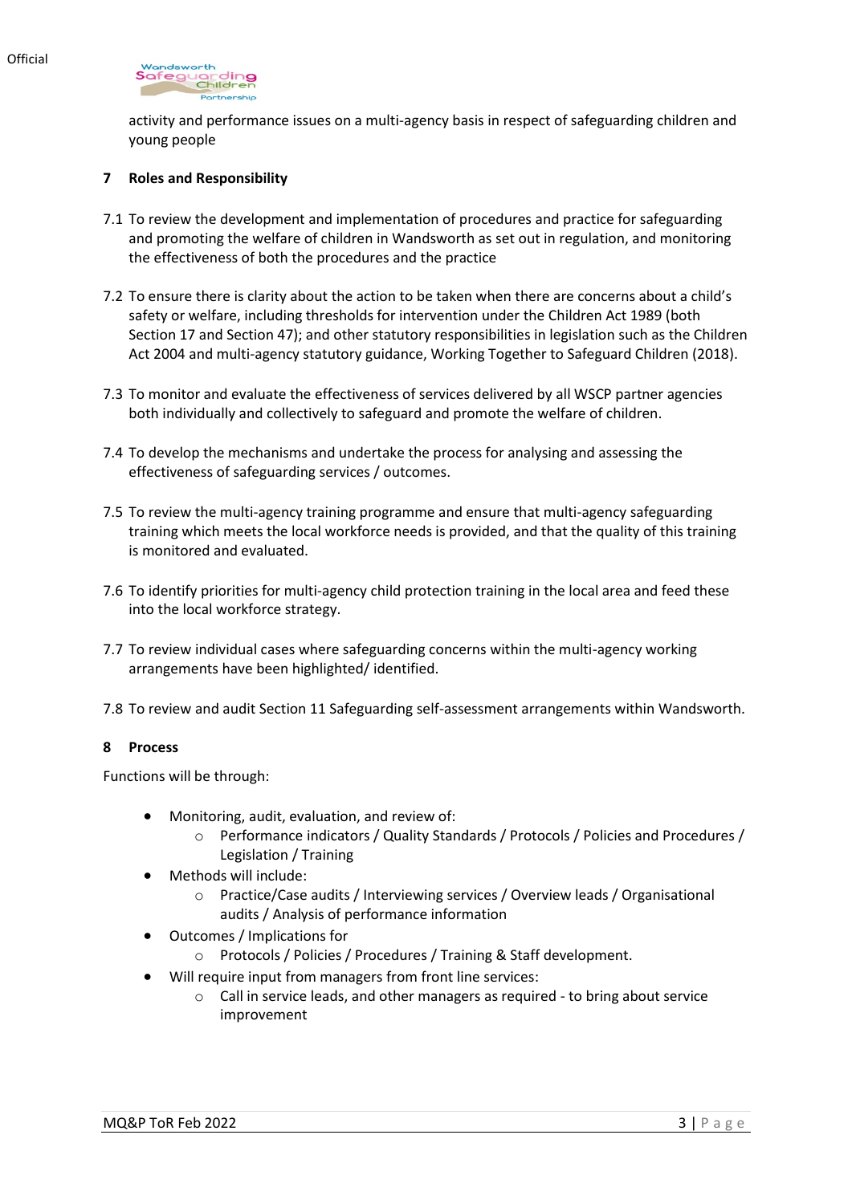activity and performance issues on a multi-agency basis in respect of safeguarding children and young people

## 7 Roles and Responsibility

7.1 To review the development and implementation of procedures and practice for safeguarding and promoting the welfare of children in Wandsworth as set out in regulation, and monitoring the effectiveness of both the procedures and the practice

7.2 To ensure there is clarity about the action to be taken when there are concerns about a child's safety or welfare, including thresholds for intervention under the Children Act 1989 (both Section 17 and Section 47); and other statutory responsibilities in legislation such as the Children Act 2004 and multi-agency statutory guidance, Working Together to Safeguard Children (2018).

7.3 To monitor and evaluate the effectiveness of services delivered by all WSCP partner agencies both individually and collectively to safeguard and promote the welfare of children.

7.4 To develop the mechanisms and undertake the process for analysing and assessing the effectiveness of safeguarding services / outcomes.

7.5 To review the multi-agency training programme and ensure that multi-agency safeguarding training which meets the local workforce needs is provided, and that the quality of this training is monitored and evaluated.

7.6 To identify priorities for multi-agency child protection training in the local area and feed these into the local workforce strategy.

7.7 To review individual cases where safeguarding concerns within the multi-agency working arrangements have been highlighted/ identified.

7.8 To review and audit Section 11 Safeguarding self-assessment arrangements within Wandsworth.

## 8 Process

Functions will be through:

- Monitoring, audit, evaluation, and review of:
  - Performance indicators / Quality Standards / Protocols / Policies and Procedures / Legislation / Training
- Methods will include:
  - Practice/Case audits / Interviewing services / Overview leads / Organisational audits / Analysis of performance information
- Outcomes / Implications for
  - Protocols / Policies / Procedures / Training & Staff development.
- Will require input from managers from front line services:
  - Call in service leads, and other managers as required - to bring about service improvement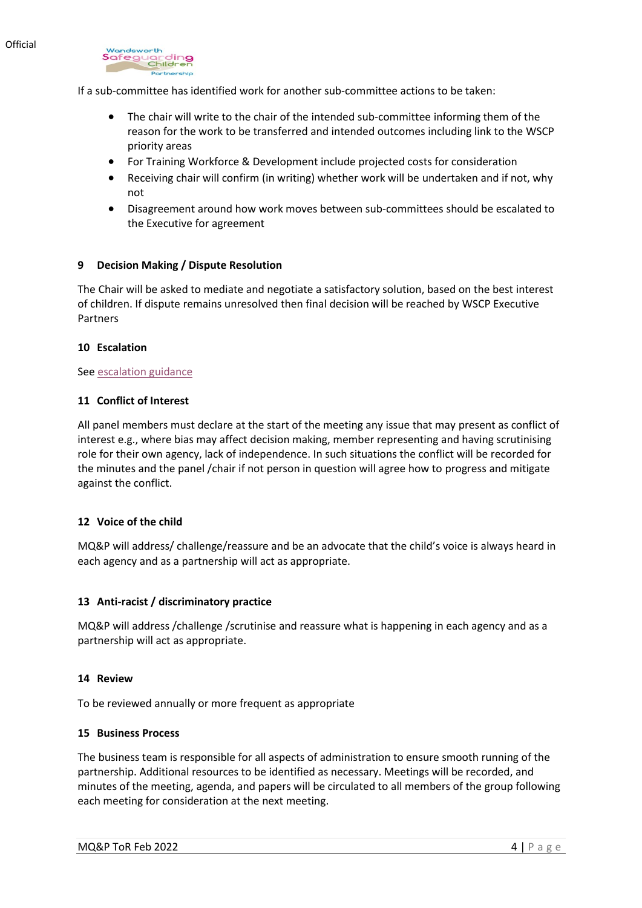If a sub-committee has identified work for another sub-committee actions to be taken:

- The chair will write to the chair of the intended sub-committee informing them of the reason for the work to be transferred and intended outcomes including link to the WSCP priority areas
- For Training Workforce & Development include projected costs for consideration
- Receiving chair will confirm (in writing) whether work will be undertaken and if not, why not
- Disagreement around how work moves between sub-committees should be escalated to the Executive for agreement

## 9 Decision Making / Dispute Resolution

The Chair will be asked to mediate and negotiate a satisfactory solution, based on the best interest of children. If dispute remains unresolved then final decision will be reached by WSCP Executive Partners

## 10 Escalation

See escalation guidance

## 11 Conflict of Interest

All panel members must declare at the start of the meeting any issue that may present as conflict of interest e.g., where bias may affect decision making, member representing and having scrutinising role for their own agency, lack of independence. In such situations the conflict will be recorded for the minutes and the panel /chair if not person in question will agree how to progress and mitigate against the conflict.

## 12 Voice of the child

MQ&P will address/ challenge/reassure and be an advocate that the child's voice is always heard in each agency and as a partnership will act as appropriate.

## 13 Anti-racist / discriminatory practice

MQ&P will address /challenge /scrutinise and reassure what is happening in each agency and as a partnership will act as appropriate.

## 14 Review

To be reviewed annually or more frequent as appropriate

## 15 Business Process

The business team is responsible for all aspects of administration to ensure smooth running of the partnership. Additional resources to be identified as necessary. Meetings will be recorded, and minutes of the meeting, agenda, and papers will be circulated to all members of the group following each meeting for consideration at the next meeting.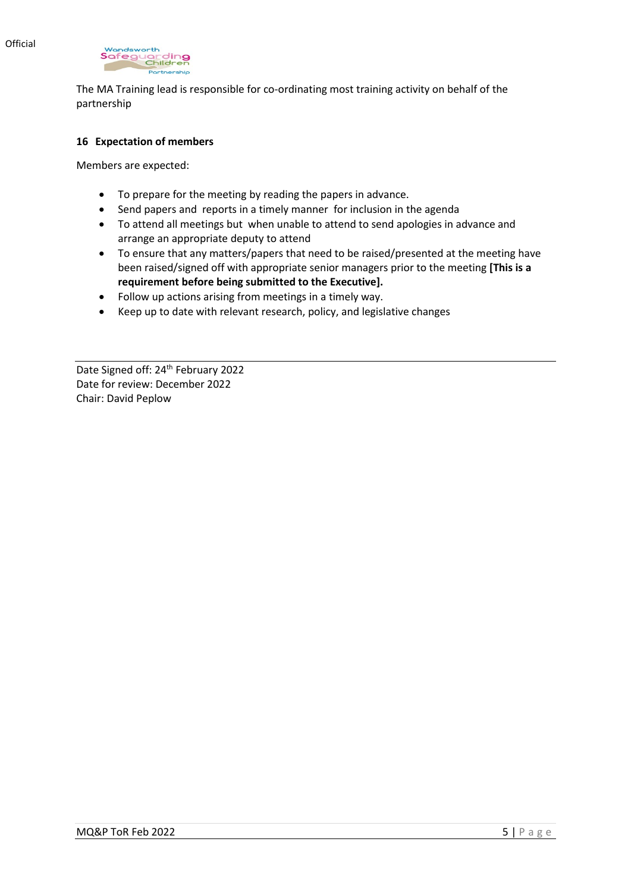The MA Training lead is responsible for co-ordinating most training activity on behalf of the partnership

## 16 Expectation of members

Members are expected:

- To prepare for the meeting by reading the papers in advance.
- Send papers and reports in a timely manner for inclusion in the agenda
- To attend all meetings but when unable to attend to send apologies in advance and arrange an appropriate deputy to attend
- To ensure that any matters/papers that need to be raised/presented at the meeting have been raised/signed off with appropriate senior managers prior to the meeting **[This is a requirement before being submitted to the Executive].**
- Follow up actions arising from meetings in a timely way.
- Keep up to date with relevant research, policy, and legislative changes

---

Date Signed off: 24th February 2022
Date for review: December 2022
Chair: David Peplow